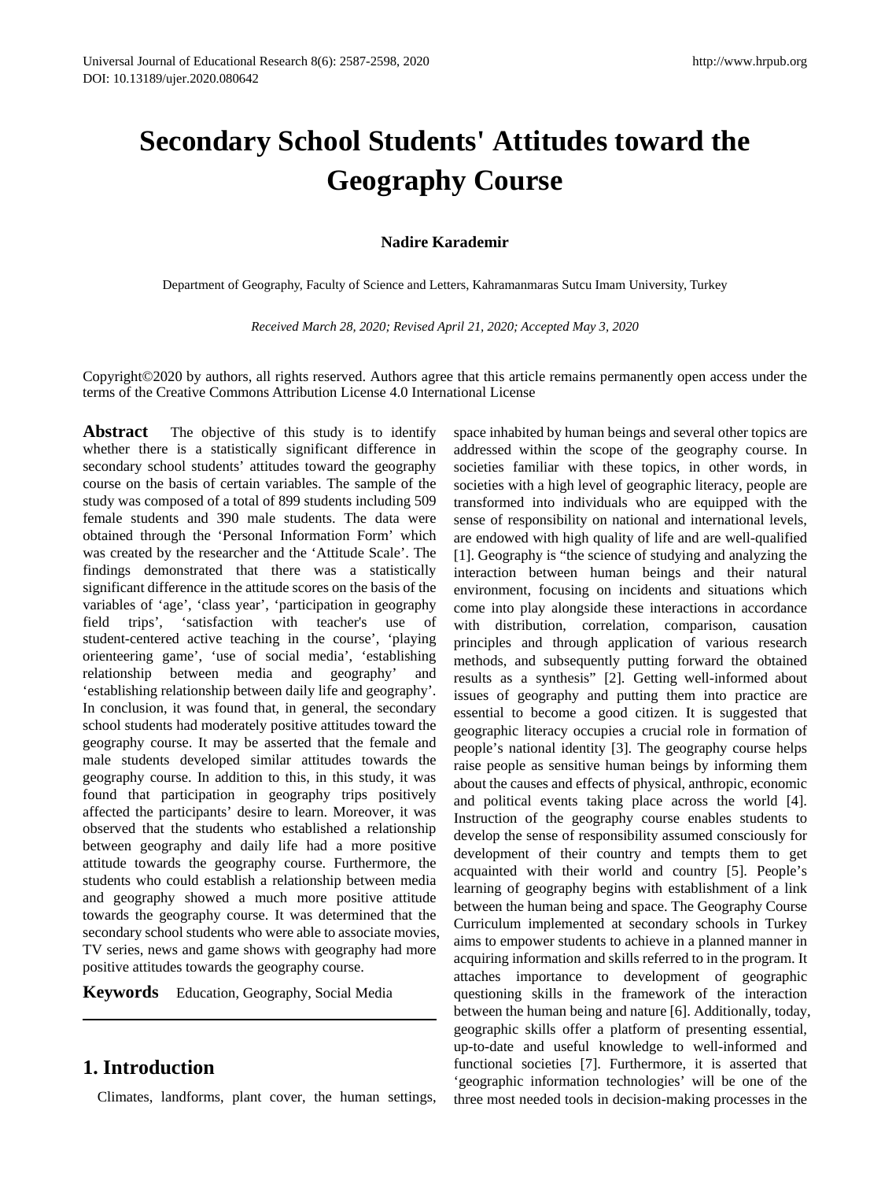# Secondary School Students' Attitudes toward the Geography Course

**Nadire Karademir**

Department of Geography, Faculty of Science and Letters, Kahramanmaras Sutcu Imam University, Turkey

*Received March 28, 2020; Revised April 21, 2020; Accepted May 3, 2020*

Copyright©2020 by authors, all rights reserved. Authors agree that this article remains permanently open access under the terms of the Creative Commons Attribution License 4.0 International License

**Abstract** The objective of this study is to identify whether there is a statistically significant difference in secondary school students' attitudes toward the geography course on the basis of certain variables. The sample of the study was composed of a total of 899 students including 509 female students and 390 male students. The data were obtained through the 'Personal Information Form' which was created by the researcher and the 'Attitude Scale'. The findings demonstrated that there was a statistically significant difference in the attitude scores on the basis of the variables of 'age', 'class year', 'participation in geography field trips', 'satisfaction with teacher's use of student-centered active teaching in the course', 'playing orienteering game', 'use of social media', 'establishing relationship between media and geography' and 'establishing relationship between daily life and geography'. In conclusion, it was found that, in general, the secondary school students had moderately positive attitudes toward the geography course. It may be asserted that the female and male students developed similar attitudes towards the geography course. In addition to this, in this study, it was found that participation in geography trips positively affected the participants' desire to learn. Moreover, it was observed that the students who established a relationship between geography and daily life had a more positive attitude towards the geography course. Furthermore, the students who could establish a relationship between media and geography showed a much more positive attitude towards the geography course. It was determined that the secondary school students who were able to associate movies, TV series, news and game shows with geography had more positive attitudes towards the geography course.

**Keywords** Education, Geography, Social Media

## 1. Introduction

Climates, landforms, plant cover, the human settings, space inhabited by human beings and several other topics are addressed within the scope of the geography course. In societies familiar with these topics, in other words, in societies with a high level of geographic literacy, people are transformed into individuals who are equipped with the sense of responsibility on national and international levels, are endowed with high quality of life and are well-qualified [1]. Geography is "the science of studying and analyzing the interaction between human beings and their natural environment, focusing on incidents and situations which come into play alongside these interactions in accordance with distribution, correlation, comparison, causation principles and through application of various research methods, and subsequently putting forward the obtained results as a synthesis" [2]. Getting well-informed about issues of geography and putting them into practice are essential to become a good citizen. It is suggested that geographic literacy occupies a crucial role in formation of people's national identity [3]. The geography course helps raise people as sensitive human beings by informing them about the causes and effects of physical, anthropic, economic and political events taking place across the world [4]. Instruction of the geography course enables students to develop the sense of responsibility assumed consciously for development of their country and tempts them to get acquainted with their world and country [5]. People's learning of geography begins with establishment of a link between the human being and space. The Geography Course Curriculum implemented at secondary schools in Turkey aims to empower students to achieve in a planned manner in acquiring information and skills referred to in the program. It attaches importance to development of geographic questioning skills in the framework of the interaction between the human being and nature [6]. Additionally, today, geographic skills offer a platform of presenting essential, up-to-date and useful knowledge to well-informed and functional societies [7]. Furthermore, it is asserted that 'geographic information technologies' will be one of the three most needed tools in decision-making processes in the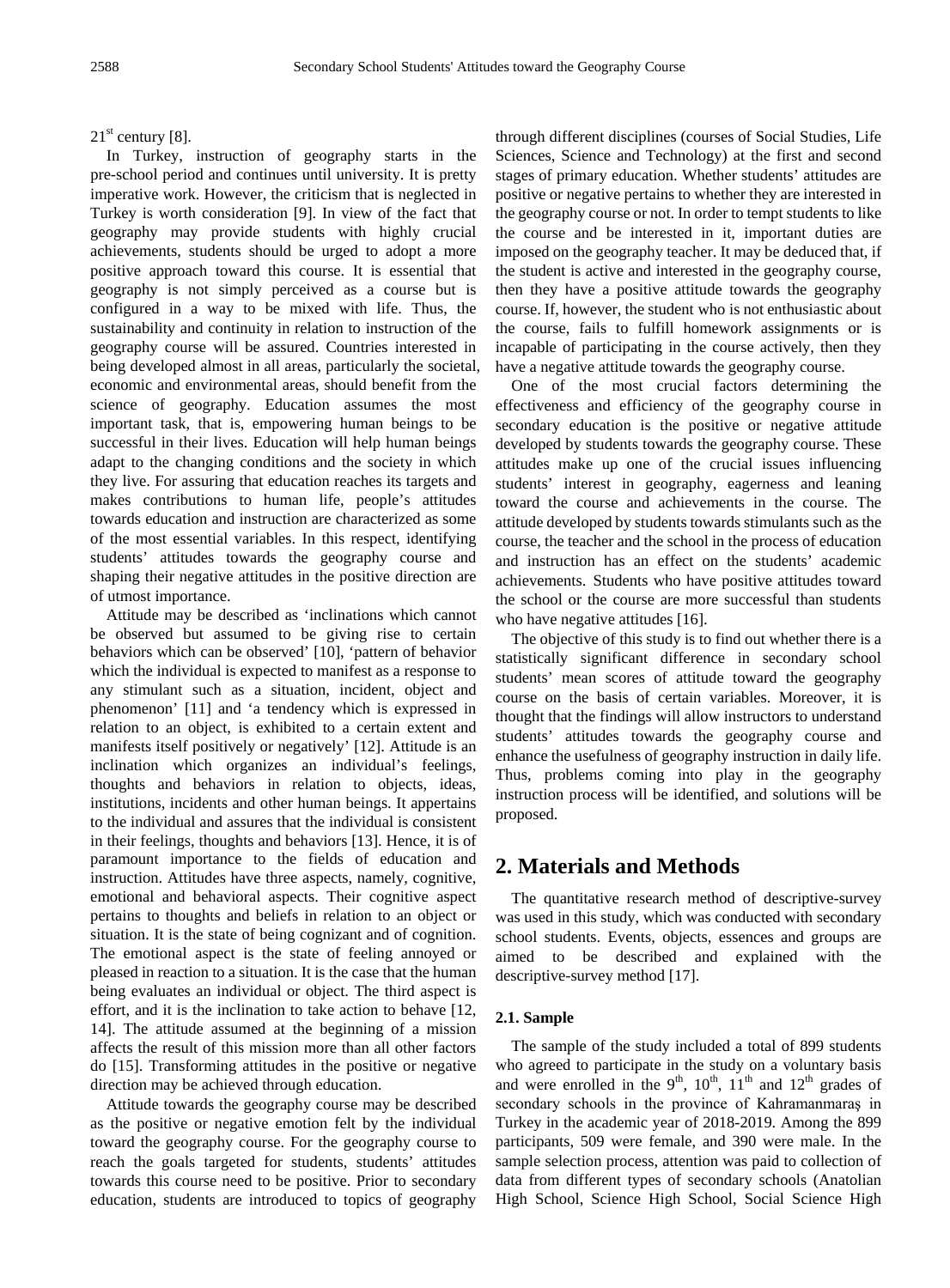21st century [8].

In Turkey, instruction of geography starts in the pre-school period and continues until university. It is pretty imperative work. However, the criticism that is neglected in Turkey is worth consideration [9]. In view of the fact that geography may provide students with highly crucial achievements, students should be urged to adopt a more positive approach toward this course. It is essential that geography is not simply perceived as a course but is configured in a way to be mixed with life. Thus, the sustainability and continuity in relation to instruction of the geography course will be assured. Countries interested in being developed almost in all areas, particularly the societal, economic and environmental areas, should benefit from the science of geography. Education assumes the most important task, that is, empowering human beings to be successful in their lives. Education will help human beings adapt to the changing conditions and the society in which they live. For assuring that education reaches its targets and makes contributions to human life, people's attitudes towards education and instruction are characterized as some of the most essential variables. In this respect, identifying students' attitudes towards the geography course and shaping their negative attitudes in the positive direction are of utmost importance.

Attitude may be described as 'inclinations which cannot be observed but assumed to be giving rise to certain behaviors which can be observed' [10], 'pattern of behavior which the individual is expected to manifest as a response to any stimulant such as a situation, incident, object and phenomenon' [11] and 'a tendency which is expressed in relation to an object, is exhibited to a certain extent and manifests itself positively or negatively' [12]. Attitude is an inclination which organizes an individual's feelings, thoughts and behaviors in relation to objects, ideas, institutions, incidents and other human beings. It appertains to the individual and assures that the individual is consistent in their feelings, thoughts and behaviors [13]. Hence, it is of paramount importance to the fields of education and instruction. Attitudes have three aspects, namely, cognitive, emotional and behavioral aspects. Their cognitive aspect pertains to thoughts and beliefs in relation to an object or situation. It is the state of being cognizant and of cognition. The emotional aspect is the state of feeling annoyed or pleased in reaction to a situation. It is the case that the human being evaluates an individual or object. The third aspect is effort, and it is the inclination to take action to behave [12, 14]. The attitude assumed at the beginning of a mission affects the result of this mission more than all other factors do [15]. Transforming attitudes in the positive or negative direction may be achieved through education.

Attitude towards the geography course may be described as the positive or negative emotion felt by the individual toward the geography course. For the geography course to reach the goals targeted for students, students' attitudes towards this course need to be positive. Prior to secondary education, students are introduced to topics of geography through different disciplines (courses of Social Studies, Life Sciences, Science and Technology) at the first and second stages of primary education. Whether students' attitudes are positive or negative pertains to whether they are interested in the geography course or not. In order to tempt students to like the course and be interested in it, important duties are imposed on the geography teacher. It may be deduced that, if the student is active and interested in the geography course, then they have a positive attitude towards the geography course. If, however, the student who is not enthusiastic about the course, fails to fulfill homework assignments or is incapable of participating in the course actively, then they have a negative attitude towards the geography course.

One of the most crucial factors determining the effectiveness and efficiency of the geography course in secondary education is the positive or negative attitude developed by students towards the geography course. These attitudes make up one of the crucial issues influencing students' interest in geography, eagerness and leaning toward the course and achievements in the course. The attitude developed by students towards stimulants such as the course, the teacher and the school in the process of education and instruction has an effect on the students' academic achievements. Students who have positive attitudes toward the school or the course are more successful than students who have negative attitudes [16].

The objective of this study is to find out whether there is a statistically significant difference in secondary school students' mean scores of attitude toward the geography course on the basis of certain variables. Moreover, it is thought that the findings will allow instructors to understand students' attitudes towards the geography course and enhance the usefulness of geography instruction in daily life. Thus, problems coming into play in the geography instruction process will be identified, and solutions will be proposed.

## 2. Materials and Methods

The quantitative research method of descriptive-survey was used in this study, which was conducted with secondary school students. Events, objects, essences and groups are aimed to be described and explained with the descriptive-survey method [17].

### 2.1. Sample

The sample of the study included a total of 899 students who agreed to participate in the study on a voluntary basis and were enrolled in the 9th, 10th, 11th and 12th grades of secondary schools in the province of Kahramanmaraş in Turkey in the academic year of 2018-2019. Among the 899 participants, 509 were female, and 390 were male. In the sample selection process, attention was paid to collection of data from different types of secondary schools (Anatolian High School, Science High School, Social Science High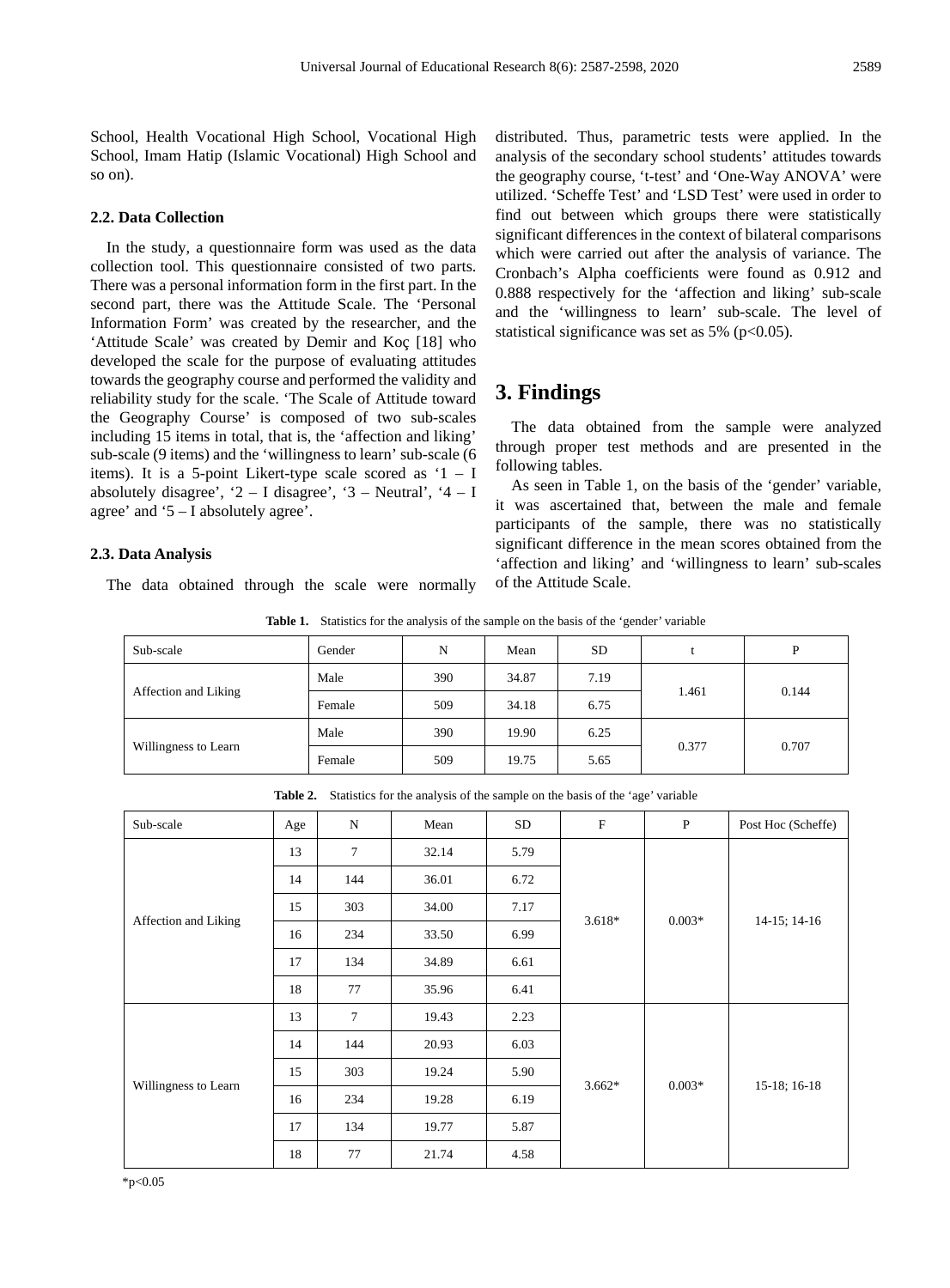School, Health Vocational High School, Vocational High School, Imam Hatip (Islamic Vocational) High School and so on).

### 2.2. Data Collection

In the study, a questionnaire form was used as the data collection tool. This questionnaire consisted of two parts. There was a personal information form in the first part. In the second part, there was the Attitude Scale. The 'Personal Information Form' was created by the researcher, and the 'Attitude Scale' was created by Demir and Koç [18] who developed the scale for the purpose of evaluating attitudes towards the geography course and performed the validity and reliability study for the scale. 'The Scale of Attitude toward the Geography Course' is composed of two sub-scales including 15 items in total, that is, the 'affection and liking' sub-scale (9 items) and the 'willingness to learn' sub-scale (6 items). It is a 5-point Likert-type scale scored as '1 – I absolutely disagree', '2 – I disagree', '3 – Neutral', '4 – I agree' and '5 – I absolutely agree'.

### 2.3. Data Analysis

The data obtained through the scale were normally distributed. Thus, parametric tests were applied. In the analysis of the secondary school students' attitudes towards the geography course, 't-test' and 'One-Way ANOVA' were utilized. 'Scheffe Test' and 'LSD Test' were used in order to find out between which groups there were statistically significant differences in the context of bilateral comparisons which were carried out after the analysis of variance. The Cronbach's Alpha coefficients were found as 0.912 and 0.888 respectively for the 'affection and liking' sub-scale and the 'willingness to learn' sub-scale. The level of statistical significance was set as 5% ($p<0.05$).

## 3. Findings

The data obtained from the sample were analyzed through proper test methods and are presented in the following tables.

As seen in Table 1, on the basis of the 'gender' variable, it was ascertained that, between the male and female participants of the sample, there was no statistically significant difference in the mean scores obtained from the 'affection and liking' and 'willingness to learn' sub-scales of the Attitude Scale.

**Table 1.** Statistics for the analysis of the sample on the basis of the 'gender' variable

| Sub-scale | Gender | N | Mean | SD | t | P |
|---|---|---|---|---|---|---|
| Affection and Liking | Male | 390 | 34.87 | 7.19 | 1.461 | 0.144 |
| | Female | 509 | 34.18 | 6.75 | | |
| Willingness to Learn | Male | 390 | 19.90 | 6.25 | 0.377 | 0.707 |
| | Female | 509 | 19.75 | 5.65 | | |

**Table 2.** Statistics for the analysis of the sample on the basis of the 'age' variable

| Sub-scale | Age | N | Mean | SD | F | P | Post Hoc (Scheffe) |
|---|---|---|---|---|---|---|---|
| Affection and Liking | 13 | 7 | 32.14 | 5.79 | 3.618* | 0.003* | 14-15; 14-16 |
| | 14 | 144 | 36.01 | 6.72 | | | |
| | 15 | 303 | 34.00 | 7.17 | | | |
| | 16 | 234 | 33.50 | 6.99 | | | |
| | 17 | 134 | 34.89 | 6.61 | | | |
| | 18 | 77 | 35.96 | 6.41 | | | |
| Willingness to Learn | 13 | 7 | 19.43 | 2.23 | 3.662* | 0.003* | 15-18; 16-18 |
| | 14 | 144 | 20.93 | 6.03 | | | |
| | 15 | 303 | 19.24 | 5.90 | | | |
| | 16 | 234 | 19.28 | 6.19 | | | |
| | 17 | 134 | 19.77 | 5.87 | | | |
| | 18 | 77 | 21.74 | 4.58 | | | |

*p<0.05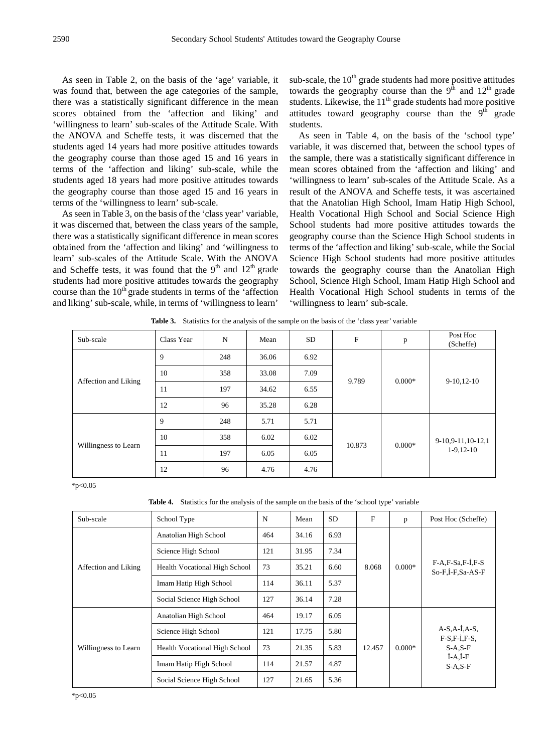As seen in Table 2, on the basis of the 'age' variable, it was found that, between the age categories of the sample, there was a statistically significant difference in the mean scores obtained from the 'affection and liking' and 'willingness to learn' sub-scales of the Attitude Scale. With the ANOVA and Scheffe tests, it was discerned that the students aged 14 years had more positive attitudes towards the geography course than those aged 15 and 16 years in terms of the 'affection and liking' sub-scale, while the students aged 18 years had more positive attitudes towards the geography course than those aged 15 and 16 years in terms of the 'willingness to learn' sub-scale.

As seen in Table 3, on the basis of the 'class year' variable, it was discerned that, between the class years of the sample, there was a statistically significant difference in mean scores obtained from the 'affection and liking' and 'willingness to learn' sub-scales of the Attitude Scale. With the ANOVA and Scheffe tests, it was found that the 9th and 12th grade students had more positive attitudes towards the geography course than the 10th grade students in terms of the 'affection and liking' sub-scale, while, in terms of 'willingness to learn' sub-scale, the 10th grade students had more positive attitudes towards the geography course than the 9th and 12th grade students. Likewise, the 11th grade students had more positive attitudes toward geography course than the 9th grade students.

As seen in Table 4, on the basis of the 'school type' variable, it was discerned that, between the school types of the sample, there was a statistically significant difference in mean scores obtained from the 'affection and liking' and 'willingness to learn' sub-scales of the Attitude Scale. As a result of the ANOVA and Scheffe tests, it was ascertained that the Anatolian High School, Imam Hatip High School, Health Vocational High School and Social Science High School students had more positive attitudes towards the geography course than the Science High School students in terms of the 'affection and liking' sub-scale, while the Social Science High School students had more positive attitudes towards the geography course than the Anatolian High School, Science High School, Imam Hatip High School and Health Vocational High School students in terms of the 'willingness to learn' sub-scale.

**Table 3.** Statistics for the analysis of the sample on the basis of the 'class year' variable

| Sub-scale | Class Year | N | Mean | SD | F | p | Post Hoc (Scheffe) |
|---|---|---|---|---|---|---|---|
| Affection and Liking | 9 | 248 | 36.06 | 6.92 | 9.789 | 0.000* | 9-10,12-10 |
| | 10 | 358 | 33.08 | 7.09 | | | |
| | 11 | 197 | 34.62 | 6.55 | | | |
| | 12 | 96 | 35.28 | 6.28 | | | |
| Willingness to Learn | 9 | 248 | 5.71 | 5.71 | 10.873 | 0.000* | 9-10,9-11,10-12,11-9,12-10 |
| | 10 | 358 | 6.02 | 6.02 | | | |
| | 11 | 197 | 6.05 | 6.05 | | | |
| | 12 | 96 | 4.76 | 4.76 | | | |

*p<0.05

**Table 4.** Statistics for the analysis of the sample on the basis of the 'school type' variable

| Sub-scale | School Type | N | Mean | SD | F | p | Post Hoc (Scheffe) |
|---|---|---|---|---|---|---|---|
| Affection and Liking | Anatolian High School | 464 | 34.16 | 6.93 | 8.068 | 0.000* | F-A,F-Sa,F-İ,F-S So-F,İ-F,Sa-AS-F |
| | Science High School | 121 | 31.95 | 7.34 | | | |
| | Health Vocational High School | 73 | 35.21 | 6.60 | | | |
| | Imam Hatip High School | 114 | 36.11 | 5.37 | | | |
| | Social Science High School | 127 | 36.14 | 7.28 | | | |
| Willingness to Learn | Anatolian High School | 464 | 19.17 | 6.05 | 12.457 | 0.000* | A-S,A-İ,A-S, F-S,F-İ,F-S, S-A,S-F İ-A,İ-F S-A,S-F |
| | Science High School | 121 | 17.75 | 5.80 | | | |
| | Health Vocational High School | 73 | 21.35 | 5.83 | | | |
| | Imam Hatip High School | 114 | 21.57 | 4.87 | | | |
| | Social Science High School | 127 | 21.65 | 5.36 | | | |

*p<0.05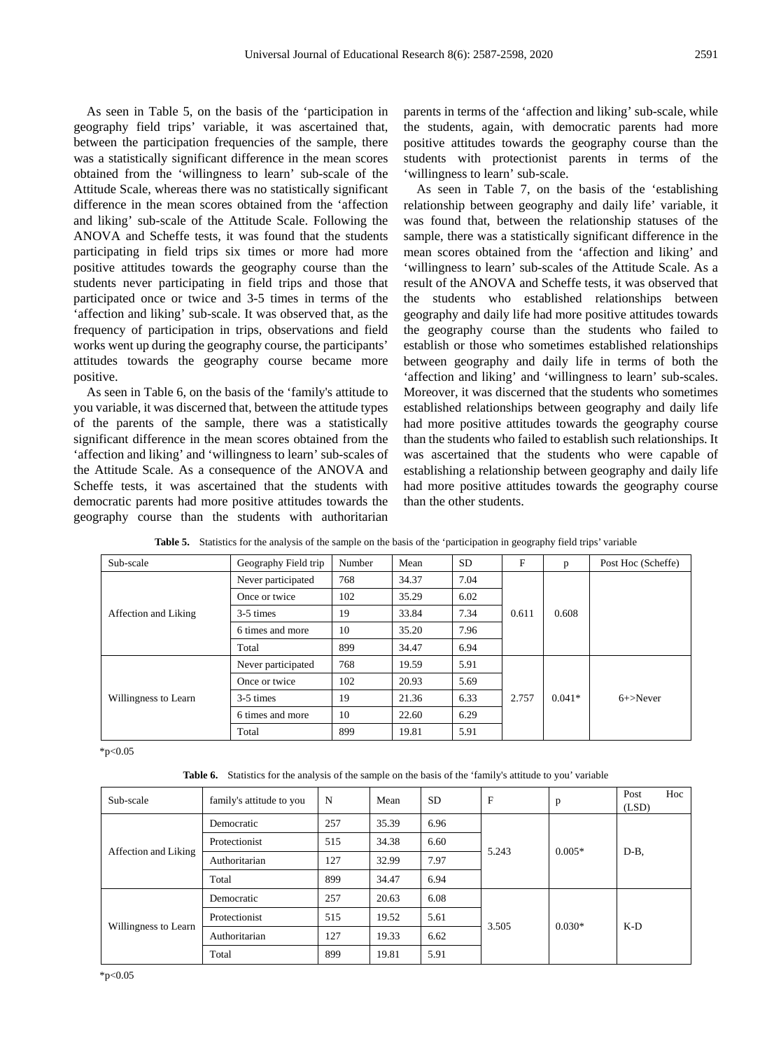As seen in Table 5, on the basis of the 'participation in geography field trips' variable, it was ascertained that, between the participation frequencies of the sample, there was a statistically significant difference in the mean scores obtained from the 'willingness to learn' sub-scale of the Attitude Scale, whereas there was no statistically significant difference in the mean scores obtained from the 'affection and liking' sub-scale of the Attitude Scale. Following the ANOVA and Scheffe tests, it was found that the students participating in field trips six times or more had more positive attitudes towards the geography course than the students never participating in field trips and those that participated once or twice and 3-5 times in terms of the 'affection and liking' sub-scale. It was observed that, as the frequency of participation in trips, observations and field works went up during the geography course, the participants' attitudes towards the geography course became more positive.

As seen in Table 6, on the basis of the 'family's attitude to you variable, it was discerned that, between the attitude types of the parents of the sample, there was a statistically significant difference in the mean scores obtained from the 'affection and liking' and 'willingness to learn' sub-scales of the Attitude Scale. As a consequence of the ANOVA and Scheffe tests, it was ascertained that the students with democratic parents had more positive attitudes towards the geography course than the students with authoritarian parents in terms of the 'affection and liking' sub-scale, while the students, again, with democratic parents had more positive attitudes towards the geography course than the students with protectionist parents in terms of the 'willingness to learn' sub-scale.

As seen in Table 7, on the basis of the 'establishing relationship between geography and daily life' variable, it was found that, between the relationship statuses of the sample, there was a statistically significant difference in the mean scores obtained from the 'affection and liking' and 'willingness to learn' sub-scales of the Attitude Scale. As a result of the ANOVA and Scheffe tests, it was observed that the students who established relationships between geography and daily life had more positive attitudes towards the geography course than the students who failed to establish or those who sometimes established relationships between geography and daily life in terms of both the 'affection and liking' and 'willingness to learn' sub-scales. Moreover, it was discerned that the students who sometimes established relationships between geography and daily life had more positive attitudes towards the geography course than the students who failed to establish such relationships. It was ascertained that the students who were capable of establishing a relationship between geography and daily life had more positive attitudes towards the geography course than the other students.

**Table 5.** Statistics for the analysis of the sample on the basis of the 'participation in geography field trips' variable

| Sub-scale | Geography Field trip | Number | Mean | SD | F | p | Post Hoc (Scheffe) |
|---|---|---|---|---|---|---|---|
| Affection and Liking | Never participated | 768 | 34.37 | 7.04 | 0.611 | 0.608 | |
| | Once or twice | 102 | 35.29 | 6.02 | | | |
| | 3-5 times | 19 | 33.84 | 7.34 | | | |
| | 6 times and more | 10 | 35.20 | 7.96 | | | |
| | Total | 899 | 34.47 | 6.94 | | | |
| Willingness to Learn | Never participated | 768 | 19.59 | 5.91 | 2.757 | 0.041* | 6+>Never |
| | Once or twice | 102 | 20.93 | 5.69 | | | |
| | 3-5 times | 19 | 21.36 | 6.33 | | | |
| | 6 times and more | 10 | 22.60 | 6.29 | | | |
| | Total | 899 | 19.81 | 5.91 | | | |

*p<0.05

**Table 6.** Statistics for the analysis of the sample on the basis of the 'family's attitude to you' variable

| Sub-scale | family's attitude to you | N | Mean | SD | F | p | Post Hoc (LSD) |
|---|---|---|---|---|---|---|---|
| Affection and Liking | Democratic | 257 | 35.39 | 6.96 | 5.243 | 0.005* | D-B, |
| | Protectionist | 515 | 34.38 | 6.60 | | | |
| | Authoritarian | 127 | 32.99 | 7.97 | | | |
| | Total | 899 | 34.47 | 6.94 | | | |
| Willingness to Learn | Democratic | 257 | 20.63 | 6.08 | 3.505 | 0.030* | K-D |
| | Protectionist | 515 | 19.52 | 5.61 | | | |
| | Authoritarian | 127 | 19.33 | 6.62 | | | |
| | Total | 899 | 19.81 | 5.91 | | | |

*p<0.05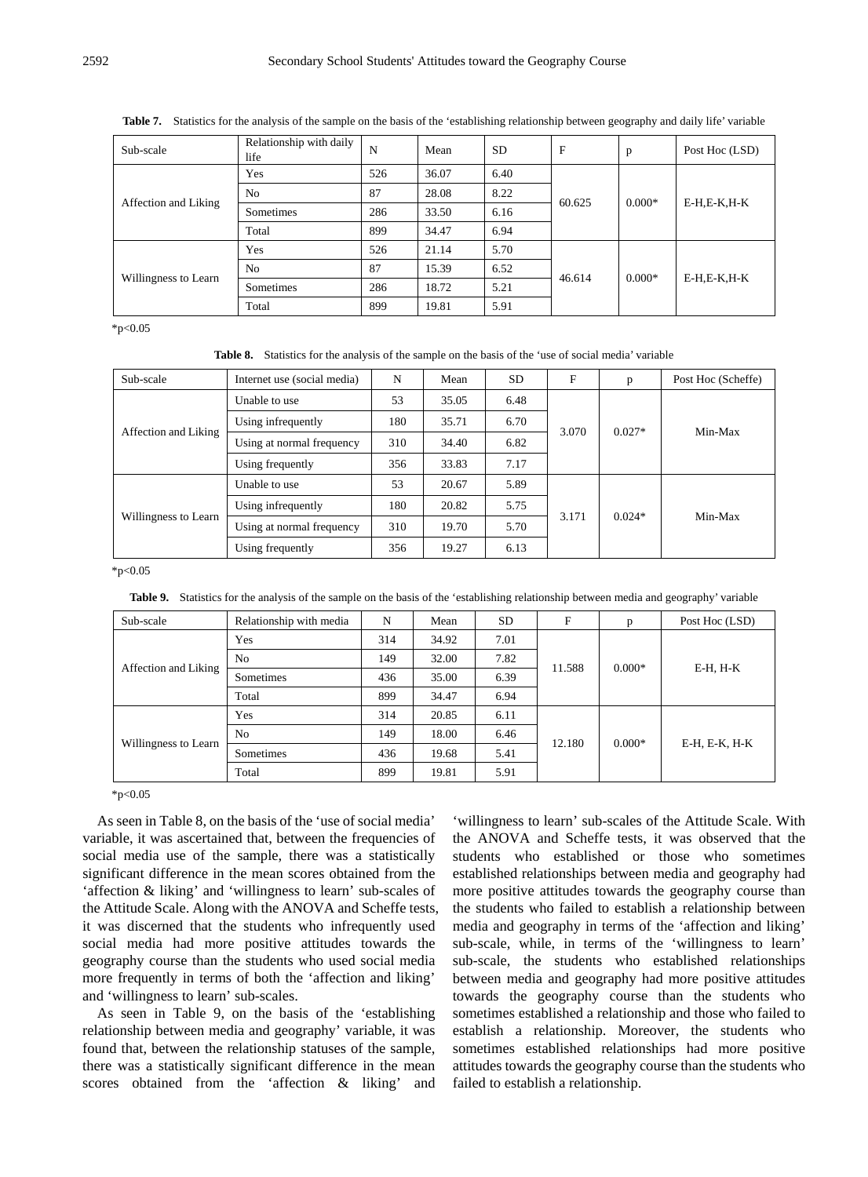**Table 7.** Statistics for the analysis of the sample on the basis of the 'establishing relationship between geography and daily life' variable

| Sub-scale | Relationship with daily life | N | Mean | SD | F | p | Post Hoc (LSD) |
|---|---|---|---|---|---|---|---|
| Affection and Liking | Yes | 526 | 36.07 | 6.40 | 60.625 | 0.000* | E-H,E-K,H-K |
| | No | 87 | 28.08 | 8.22 | | | |
| | Sometimes | 286 | 33.50 | 6.16 | | | |
| | Total | 899 | 34.47 | 6.94 | | | |
| Willingness to Learn | Yes | 526 | 21.14 | 5.70 | 46.614 | 0.000* | E-H,E-K,H-K |
| | No | 87 | 15.39 | 6.52 | | | |
| | Sometimes | 286 | 18.72 | 5.21 | | | |
| | Total | 899 | 19.81 | 5.91 | | | |

*p<0.05

**Table 8.** Statistics for the analysis of the sample on the basis of the 'use of social media' variable

| Sub-scale | Internet use (social media) | N | Mean | SD | F | p | Post Hoc (Scheffe) |
|---|---|---|---|---|---|---|---|
| Affection and Liking | Unable to use | 53 | 35.05 | 6.48 | 3.070 | 0.027* | Min-Max |
| | Using infrequently | 180 | 35.71 | 6.70 | | | |
| | Using at normal frequency | 310 | 34.40 | 6.82 | | | |
| | Using frequently | 356 | 33.83 | 7.17 | | | |
| Willingness to Learn | Unable to use | 53 | 20.67 | 5.89 | 3.171 | 0.024* | Min-Max |
| | Using infrequently | 180 | 20.82 | 5.75 | | | |
| | Using at normal frequency | 310 | 19.70 | 5.70 | | | |
| | Using frequently | 356 | 19.27 | 6.13 | | | |

*p<0.05

**Table 9.** Statistics for the analysis of the sample on the basis of the 'establishing relationship between media and geography' variable

| Sub-scale | Relationship with media | N | Mean | SD | F | p | Post Hoc (LSD) |
|---|---|---|---|---|---|---|---|
| Affection and Liking | Yes | 314 | 34.92 | 7.01 | 11.588 | 0.000* | E-H, H-K |
| | No | 149 | 32.00 | 7.82 | | | |
| | Sometimes | 436 | 35.00 | 6.39 | | | |
| | Total | 899 | 34.47 | 6.94 | | | |
| Willingness to Learn | Yes | 314 | 20.85 | 6.11 | 12.180 | 0.000* | E-H, E-K, H-K |
| | No | 149 | 18.00 | 6.46 | | | |
| | Sometimes | 436 | 19.68 | 5.41 | | | |
| | Total | 899 | 19.81 | 5.91 | | | |

*p<0.05

As seen in Table 8, on the basis of the 'use of social media' variable, it was ascertained that, between the frequencies of social media use of the sample, there was a statistically significant difference in the mean scores obtained from the 'affection & liking' and 'willingness to learn' sub-scales of the Attitude Scale. Along with the ANOVA and Scheffe tests, it was discerned that the students who infrequently used social media had more positive attitudes towards the geography course than the students who used social media more frequently in terms of both the 'affection and liking' and 'willingness to learn' sub-scales.

As seen in Table 9, on the basis of the 'establishing relationship between media and geography' variable, it was found that, between the relationship statuses of the sample, there was a statistically significant difference in the mean scores obtained from the 'affection & liking' and 'willingness to learn' sub-scales of the Attitude Scale. With the ANOVA and Scheffe tests, it was observed that the students who established or those who sometimes established relationships between media and geography had more positive attitudes towards the geography course than the students who failed to establish a relationship between media and geography in terms of the 'affection and liking' sub-scale, while, in terms of the 'willingness to learn' sub-scale, the students who established relationships between media and geography had more positive attitudes towards the geography course than the students who sometimes established a relationship and those who failed to establish a relationship. Moreover, the students who sometimes established relationships had more positive attitudes towards the geography course than the students who failed to establish a relationship.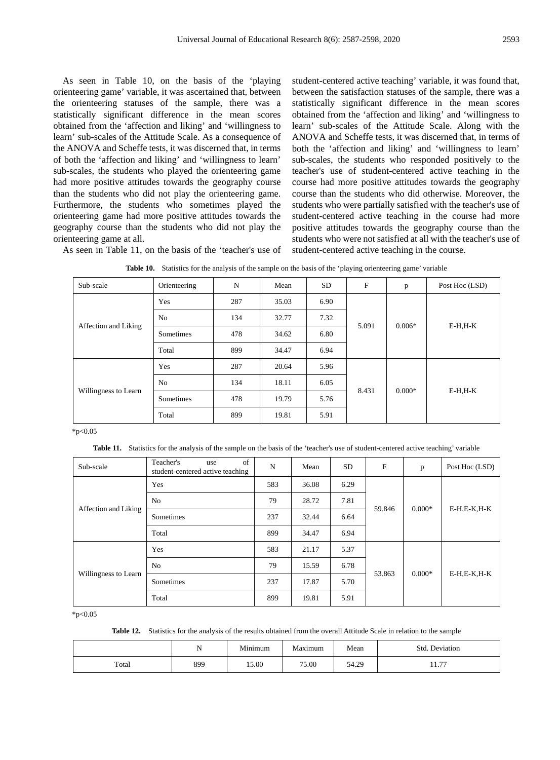As seen in Table 10, on the basis of the 'playing orienteering game' variable, it was ascertained that, between the orienteering statuses of the sample, there was a statistically significant difference in the mean scores obtained from the 'affection and liking' and 'willingness to learn' sub-scales of the Attitude Scale. As a consequence of the ANOVA and Scheffe tests, it was discerned that, in terms of both the 'affection and liking' and 'willingness to learn' sub-scales, the students who played the orienteering game had more positive attitudes towards the geography course than the students who did not play the orienteering game. Furthermore, the students who sometimes played the orienteering game had more positive attitudes towards the geography course than the students who did not play the orienteering game at all.

As seen in Table 11, on the basis of the 'teacher's use of student-centered active teaching' variable, it was found that, between the satisfaction statuses of the sample, there was a statistically significant difference in the mean scores obtained from the 'affection and liking' and 'willingness to learn' sub-scales of the Attitude Scale. Along with the ANOVA and Scheffe tests, it was discerned that, in terms of both the 'affection and liking' and 'willingness to learn' sub-scales, the students who responded positively to the teacher's use of student-centered active teaching in the course had more positive attitudes towards the geography course than the students who did otherwise. Moreover, the students who were partially satisfied with the teacher's use of student-centered active teaching in the course had more positive attitudes towards the geography course than the students who were not satisfied at all with the teacher's use of student-centered active teaching in the course.

**Table 10.** Statistics for the analysis of the sample on the basis of the 'playing orienteering game' variable

| Sub-scale | Orienteering | N | Mean | SD | F | p | Post Hoc (LSD) |
|---|---|---|---|---|---|---|---|
| Affection and Liking | Yes | 287 | 35.03 | 6.90 | 5.091 | 0.006* | E-H,H-K |
| | No | 134 | 32.77 | 7.32 | | | |
| | Sometimes | 478 | 34.62 | 6.80 | | | |
| | Total | 899 | 34.47 | 6.94 | | | |
| Willingness to Learn | Yes | 287 | 20.64 | 5.96 | 8.431 | 0.000* | E-H,H-K |
| | No | 134 | 18.11 | 6.05 | | | |
| | Sometimes | 478 | 19.79 | 5.76 | | | |
| | Total | 899 | 19.81 | 5.91 | | | |

*$p<0.05$

**Table 11.** Statistics for the analysis of the sample on the basis of the 'teacher's use of student-centered active teaching' variable

| Sub-scale | Teacher's use of student-centered active teaching | N | Mean | SD | F | p | Post Hoc (LSD) |
|---|---|---|---|---|---|---|---|
| Affection and Liking | Yes | 583 | 36.08 | 6.29 | 59.846 | 0.000* | E-H,E-K,H-K |
| | No | 79 | 28.72 | 7.81 | | | |
| | Sometimes | 237 | 32.44 | 6.64 | | | |
| | Total | 899 | 34.47 | 6.94 | | | |
| Willingness to Learn | Yes | 583 | 21.17 | 5.37 | 53.863 | 0.000* | E-H,E-K,H-K |
| | No | 79 | 15.59 | 6.78 | | | |
| | Sometimes | 237 | 17.87 | 5.70 | | | |
| | Total | 899 | 19.81 | 5.91 | | | |

*$p<0.05$

**Table 12.** Statistics for the analysis of the results obtained from the overall Attitude Scale in relation to the sample

| | N | Minimum | Maximum | Mean | Std. Deviation |
|---|---|---|---|---|---|
| Total | 899 | 15.00 | 75.00 | 54.29 | 11.77 |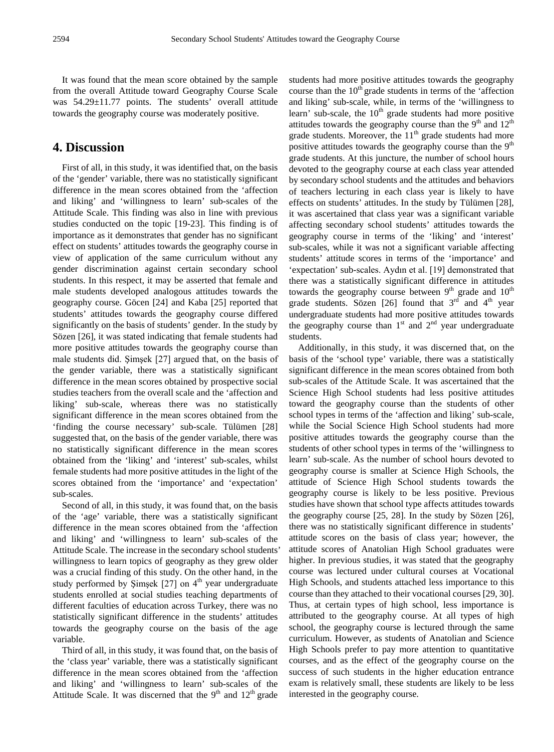It was found that the mean score obtained by the sample from the overall Attitude toward Geography Course Scale was 54.29±11.77 points. The students' overall attitude towards the geography course was moderately positive.

## 4. Discussion

First of all, in this study, it was identified that, on the basis of the 'gender' variable, there was no statistically significant difference in the mean scores obtained from the 'affection and liking' and 'willingness to learn' sub-scales of the Attitude Scale. This finding was also in line with previous studies conducted on the topic [19-23]. This finding is of importance as it demonstrates that gender has no significant effect on students' attitudes towards the geography course in view of application of the same curriculum without any gender discrimination against certain secondary school students. In this respect, it may be asserted that female and male students developed analogous attitudes towards the geography course. Göcen [24] and Kaba [25] reported that students' attitudes towards the geography course differed significantly on the basis of students' gender. In the study by Sözen [26], it was stated indicating that female students had more positive attitudes towards the geography course than male students did. Şimşek [27] argued that, on the basis of the gender variable, there was a statistically significant difference in the mean scores obtained by prospective social studies teachers from the overall scale and the 'affection and liking' sub-scale, whereas there was no statistically significant difference in the mean scores obtained from the 'finding the course necessary' sub-scale. Tülümen [28] suggested that, on the basis of the gender variable, there was no statistically significant difference in the mean scores obtained from the 'liking' and 'interest' sub-scales, whilst female students had more positive attitudes in the light of the scores obtained from the 'importance' and 'expectation' sub-scales.

Second of all, in this study, it was found that, on the basis of the 'age' variable, there was a statistically significant difference in the mean scores obtained from the 'affection and liking' and 'willingness to learn' sub-scales of the Attitude Scale. The increase in the secondary school students' willingness to learn topics of geography as they grew older was a crucial finding of this study. On the other hand, in the study performed by Şimşek [27] on 4th year undergraduate students enrolled at social studies teaching departments of different faculties of education across Turkey, there was no statistically significant difference in the students' attitudes towards the geography course on the basis of the age variable.

Third of all, in this study, it was found that, on the basis of the 'class year' variable, there was a statistically significant difference in the mean scores obtained from the 'affection and liking' and 'willingness to learn' sub-scales of the Attitude Scale. It was discerned that the 9th and 12th grade students had more positive attitudes towards the geography course than the 10th grade students in terms of the 'affection and liking' sub-scale, while, in terms of the 'willingness to learn' sub-scale, the 10th grade students had more positive attitudes towards the geography course than the 9th and 12th grade students. Moreover, the 11th grade students had more positive attitudes towards the geography course than the 9th grade students. At this juncture, the number of school hours devoted to the geography course at each class year attended by secondary school students and the attitudes and behaviors of teachers lecturing in each class year is likely to have effects on students' attitudes. In the study by Tülümen [28], it was ascertained that class year was a significant variable affecting secondary school students' attitudes towards the geography course in terms of the 'liking' and 'interest' sub-scales, while it was not a significant variable affecting students' attitude scores in terms of the 'importance' and 'expectation' sub-scales. Aydın et al. [19] demonstrated that there was a statistically significant difference in attitudes towards the geography course between 9th grade and 10th grade students. Sözen [26] found that 3rd and 4th year undergraduate students had more positive attitudes towards the geography course than 1st and 2nd year undergraduate students.

Additionally, in this study, it was discerned that, on the basis of the 'school type' variable, there was a statistically significant difference in the mean scores obtained from both sub-scales of the Attitude Scale. It was ascertained that the Science High School students had less positive attitudes toward the geography course than the students of other school types in terms of the 'affection and liking' sub-scale, while the Social Science High School students had more positive attitudes towards the geography course than the students of other school types in terms of the 'willingness to learn' sub-scale. As the number of school hours devoted to geography course is smaller at Science High Schools, the attitude of Science High School students towards the geography course is likely to be less positive. Previous studies have shown that school type affects attitudes towards the geography course [25, 28]. In the study by Sözen [26], there was no statistically significant difference in students' attitude scores on the basis of class year; however, the attitude scores of Anatolian High School graduates were higher. In previous studies, it was stated that the geography course was lectured under cultural courses at Vocational High Schools, and students attached less importance to this course than they attached to their vocational courses [29, 30]. Thus, at certain types of high school, less importance is attributed to the geography course. At all types of high school, the geography course is lectured through the same curriculum. However, as students of Anatolian and Science High Schools prefer to pay more attention to quantitative courses, and as the effect of the geography course on the success of such students in the higher education entrance exam is relatively small, these students are likely to be less interested in the geography course.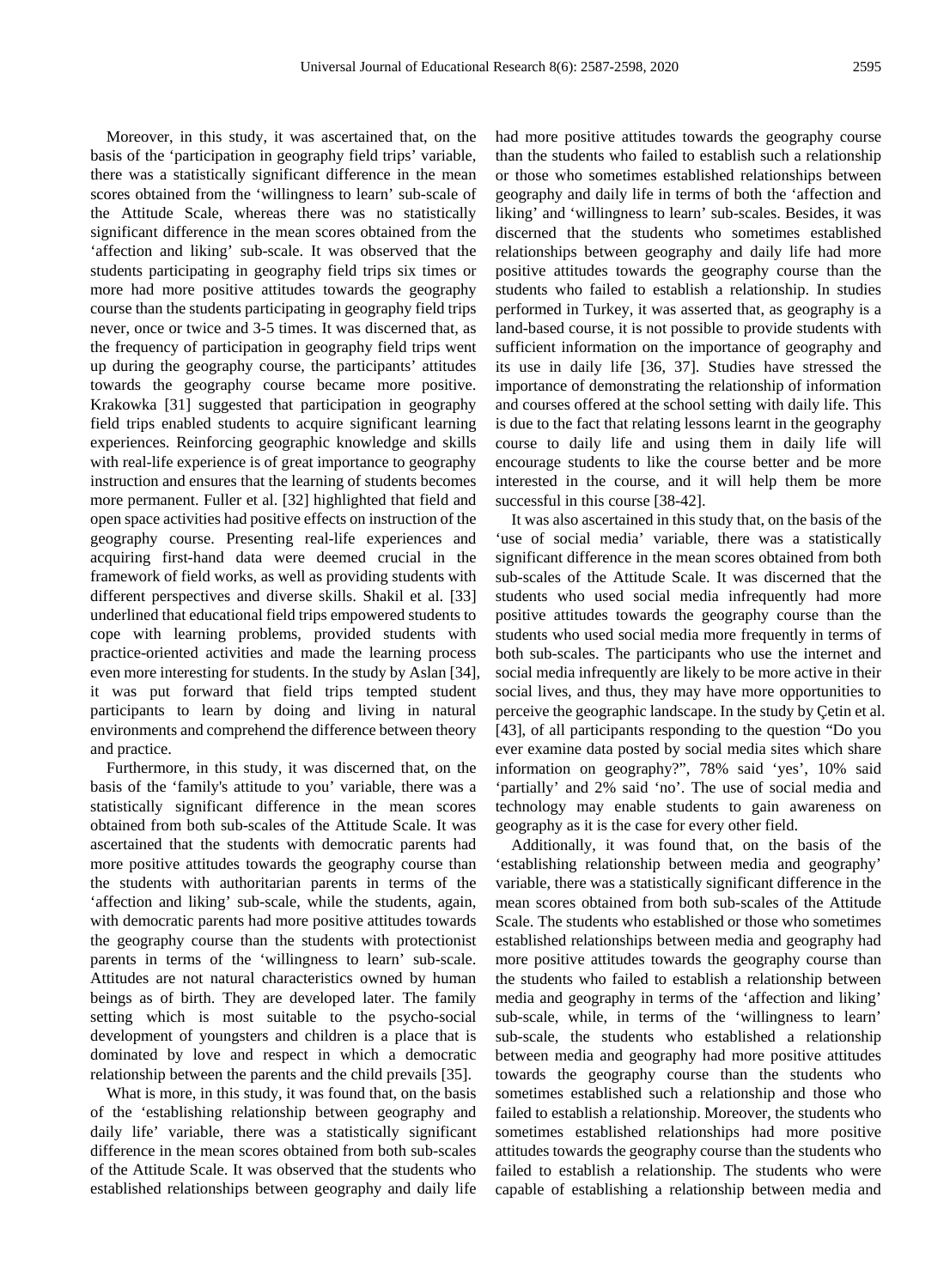Moreover, in this study, it was ascertained that, on the basis of the 'participation in geography field trips' variable, there was a statistically significant difference in the mean scores obtained from the 'willingness to learn' sub-scale of the Attitude Scale, whereas there was no statistically significant difference in the mean scores obtained from the 'affection and liking' sub-scale. It was observed that the students participating in geography field trips six times or more had more positive attitudes towards the geography course than the students participating in geography field trips never, once or twice and 3-5 times. It was discerned that, as the frequency of participation in geography field trips went up during the geography course, the participants' attitudes towards the geography course became more positive. Krakowka [31] suggested that participation in geography field trips enabled students to acquire significant learning experiences. Reinforcing geographic knowledge and skills with real-life experience is of great importance to geography instruction and ensures that the learning of students becomes more permanent. Fuller et al. [32] highlighted that field and open space activities had positive effects on instruction of the geography course. Presenting real-life experiences and acquiring first-hand data were deemed crucial in the framework of field works, as well as providing students with different perspectives and diverse skills. Shakil et al. [33] underlined that educational field trips empowered students to cope with learning problems, provided students with practice-oriented activities and made the learning process even more interesting for students. In the study by Aslan [34], it was put forward that field trips tempted student participants to learn by doing and living in natural environments and comprehend the difference between theory and practice.

Furthermore, in this study, it was discerned that, on the basis of the 'family's attitude to you' variable, there was a statistically significant difference in the mean scores obtained from both sub-scales of the Attitude Scale. It was ascertained that the students with democratic parents had more positive attitudes towards the geography course than the students with authoritarian parents in terms of the 'affection and liking' sub-scale, while the students, again, with democratic parents had more positive attitudes towards the geography course than the students with protectionist parents in terms of the 'willingness to learn' sub-scale. Attitudes are not natural characteristics owned by human beings as of birth. They are developed later. The family setting which is most suitable to the psycho-social development of youngsters and children is a place that is dominated by love and respect in which a democratic relationship between the parents and the child prevails [35].

What is more, in this study, it was found that, on the basis of the 'establishing relationship between geography and daily life' variable, there was a statistically significant difference in the mean scores obtained from both sub-scales of the Attitude Scale. It was observed that the students who established relationships between geography and daily life had more positive attitudes towards the geography course than the students who failed to establish such a relationship or those who sometimes established relationships between geography and daily life in terms of both the 'affection and liking' and 'willingness to learn' sub-scales. Besides, it was discerned that the students who sometimes established relationships between geography and daily life had more positive attitudes towards the geography course than the students who failed to establish a relationship. In studies performed in Turkey, it was asserted that, as geography is a land-based course, it is not possible to provide students with sufficient information on the importance of geography and its use in daily life [36, 37]. Studies have stressed the importance of demonstrating the relationship of information and courses offered at the school setting with daily life. This is due to the fact that relating lessons learnt in the geography course to daily life and using them in daily life will encourage students to like the course better and be more interested in the course, and it will help them be more successful in this course [38-42].

It was also ascertained in this study that, on the basis of the 'use of social media' variable, there was a statistically significant difference in the mean scores obtained from both sub-scales of the Attitude Scale. It was discerned that the students who used social media infrequently had more positive attitudes towards the geography course than the students who used social media more frequently in terms of both sub-scales. The participants who use the internet and social media infrequently are likely to be more active in their social lives, and thus, they may have more opportunities to perceive the geographic landscape. In the study by Çetin et al. [43], of all participants responding to the question "Do you ever examine data posted by social media sites which share information on geography?", 78% said 'yes', 10% said 'partially' and 2% said 'no'. The use of social media and technology may enable students to gain awareness on geography as it is the case for every other field.

Additionally, it was found that, on the basis of the 'establishing relationship between media and geography' variable, there was a statistically significant difference in the mean scores obtained from both sub-scales of the Attitude Scale. The students who established or those who sometimes established relationships between media and geography had more positive attitudes towards the geography course than the students who failed to establish a relationship between media and geography in terms of the 'affection and liking' sub-scale, while, in terms of the 'willingness to learn' sub-scale, the students who established a relationship between media and geography had more positive attitudes towards the geography course than the students who sometimes established such a relationship and those who failed to establish a relationship. Moreover, the students who sometimes established relationships had more positive attitudes towards the geography course than the students who failed to establish a relationship. The students who were capable of establishing a relationship between media and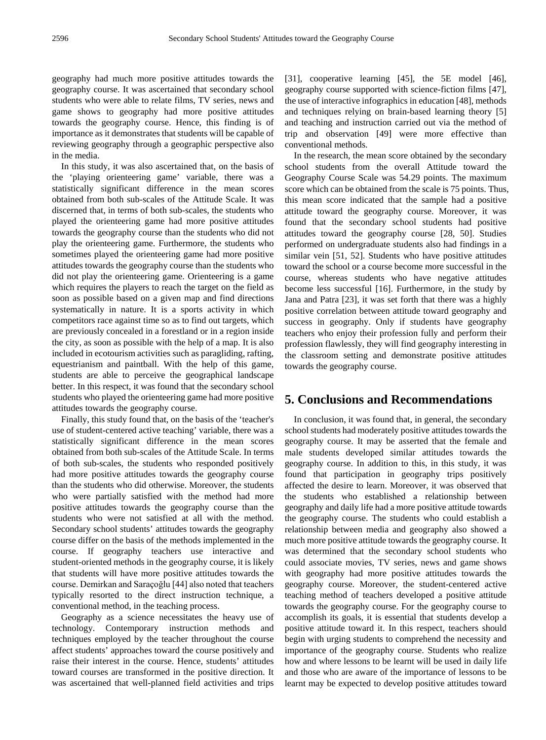geography had much more positive attitudes towards the geography course. It was ascertained that secondary school students who were able to relate films, TV series, news and game shows to geography had more positive attitudes towards the geography course. Hence, this finding is of importance as it demonstrates that students will be capable of reviewing geography through a geographic perspective also in the media.

In this study, it was also ascertained that, on the basis of the 'playing orienteering game' variable, there was a statistically significant difference in the mean scores obtained from both sub-scales of the Attitude Scale. It was discerned that, in terms of both sub-scales, the students who played the orienteering game had more positive attitudes towards the geography course than the students who did not play the orienteering game. Furthermore, the students who sometimes played the orienteering game had more positive attitudes towards the geography course than the students who did not play the orienteering game. Orienteering is a game which requires the players to reach the target on the field as soon as possible based on a given map and find directions systematically in nature. It is a sports activity in which competitors race against time so as to find out targets, which are previously concealed in a forestland or in a region inside the city, as soon as possible with the help of a map. It is also included in ecotourism activities such as paragliding, rafting, equestrianism and paintball. With the help of this game, students are able to perceive the geographical landscape better. In this respect, it was found that the secondary school students who played the orienteering game had more positive attitudes towards the geography course.

Finally, this study found that, on the basis of the 'teacher's use of student-centered active teaching' variable, there was a statistically significant difference in the mean scores obtained from both sub-scales of the Attitude Scale. In terms of both sub-scales, the students who responded positively had more positive attitudes towards the geography course than the students who did otherwise. Moreover, the students who were partially satisfied with the method had more positive attitudes towards the geography course than the students who were not satisfied at all with the method. Secondary school students' attitudes towards the geography course differ on the basis of the methods implemented in the course. If geography teachers use interactive and student-oriented methods in the geography course, it is likely that students will have more positive attitudes towards the course. Demirkan and Saraçoğlu [44] also noted that teachers typically resorted to the direct instruction technique, a conventional method, in the teaching process.

Geography as a science necessitates the heavy use of technology. Contemporary instruction methods and techniques employed by the teacher throughout the course affect students' approaches toward the course positively and raise their interest in the course. Hence, students' attitudes toward courses are transformed in the positive direction. It was ascertained that well-planned field activities and trips [31], cooperative learning [45], the 5E model [46], geography course supported with science-fiction films [47], the use of interactive infographics in education [48], methods and techniques relying on brain-based learning theory [5] and teaching and instruction carried out via the method of trip and observation [49] were more effective than conventional methods.

In the research, the mean score obtained by the secondary school students from the overall Attitude toward the Geography Course Scale was 54.29 points. The maximum score which can be obtained from the scale is 75 points. Thus, this mean score indicated that the sample had a positive attitude toward the geography course. Moreover, it was found that the secondary school students had positive attitudes toward the geography course [28, 50]. Studies performed on undergraduate students also had findings in a similar vein [51, 52]. Students who have positive attitudes toward the school or a course become more successful in the course, whereas students who have negative attitudes become less successful [16]. Furthermore, in the study by Jana and Patra [23], it was set forth that there was a highly positive correlation between attitude toward geography and success in geography. Only if students have geography teachers who enjoy their profession fully and perform their profession flawlessly, they will find geography interesting in the classroom setting and demonstrate positive attitudes towards the geography course.

## 5. Conclusions and Recommendations

In conclusion, it was found that, in general, the secondary school students had moderately positive attitudes towards the geography course. It may be asserted that the female and male students developed similar attitudes towards the geography course. In addition to this, in this study, it was found that participation in geography trips positively affected the desire to learn. Moreover, it was observed that the students who established a relationship between geography and daily life had a more positive attitude towards the geography course. The students who could establish a relationship between media and geography also showed a much more positive attitude towards the geography course. It was determined that the secondary school students who could associate movies, TV series, news and game shows with geography had more positive attitudes towards the geography course. Moreover, the student-centered active teaching method of teachers developed a positive attitude towards the geography course. For the geography course to accomplish its goals, it is essential that students develop a positive attitude toward it. In this respect, teachers should begin with urging students to comprehend the necessity and importance of the geography course. Students who realize how and where lessons to be learnt will be used in daily life and those who are aware of the importance of lessons to be learnt may be expected to develop positive attitudes toward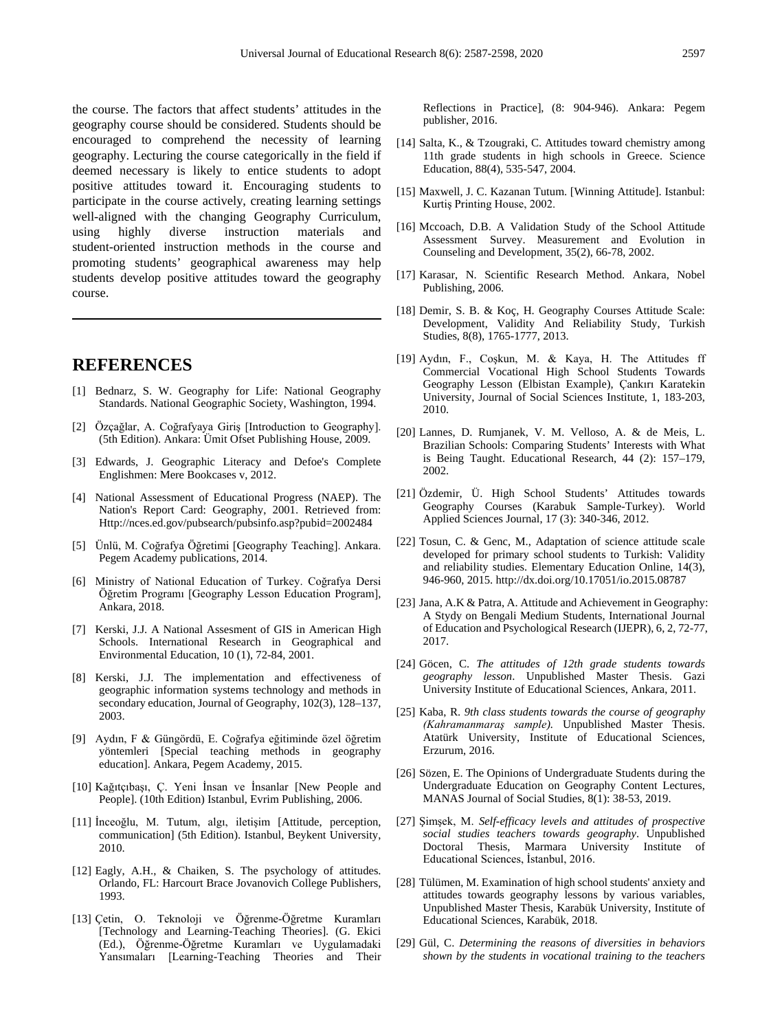the course. The factors that affect students' attitudes in the geography course should be considered. Students should be encouraged to comprehend the necessity of learning geography. Lecturing the course categorically in the field if deemed necessary is likely to entice students to adopt positive attitudes toward it. Encouraging students to participate in the course actively, creating learning settings well-aligned with the changing Geography Curriculum, using highly diverse instruction materials and student-oriented instruction methods in the course and promoting students' geographical awareness may help students develop positive attitudes toward the geography course.

## REFERENCES

[1] Bednarz, S. W. Geography for Life: National Geography Standards. National Geographic Society, Washington, 1994.

[2] Özçağlar, A. Coğrafyaya Giriş [Introduction to Geography]. (5th Edition). Ankara: Ümit Ofset Publishing House, 2009.

[3] Edwards, J. Geographic Literacy and Defoe's Complete Englishmen: Mere Bookcases v, 2012.

[4] National Assessment of Educational Progress (NAEP). The Nation's Report Card: Geography, 2001. Retrieved from: Http://nces.ed.gov/pubsearch/pubsinfo.asp?pubid=2002484

[5] Ünlü, M. Coğrafya Öğretimi [Geography Teaching]. Ankara. Pegem Academy publications, 2014.

[6] Ministry of National Education of Turkey. Coğrafya Dersi Öğretim Programı [Geography Lesson Education Program], Ankara, 2018.

[7] Kerski, J.J. A National Assesment of GIS in American High Schools. International Research in Geographical and Environmental Education, 10 (1), 72-84, 2001.

[8] Kerski, J.J. The implementation and effectiveness of geographic information systems technology and methods in secondary education, Journal of Geography, 102(3), 128–137, 2003.

[9] Aydın, F & Güngördü, E. Coğrafya eğitiminde özel öğretim yöntemleri [Special teaching methods in geography education]. Ankara, Pegem Academy, 2015.

[10] Kağıtçıbaşı, Ç. Yeni İnsan ve İnsanlar [New People and People]. (10th Edition) Istanbul, Evrim Publishing, 2006.

[11] İnceoğlu, M. Tutum, algı, iletişim [Attitude, perception, communication] (5th Edition). Istanbul, Beykent University, 2010.

[12] Eagly, A.H., & Chaiken, S. The psychology of attitudes. Orlando, FL: Harcourt Brace Jovanovich College Publishers, 1993.

[13] Çetin, O. Teknoloji ve Öğrenme-Öğretme Kuramları [Technology and Learning-Teaching Theories]. (G. Ekici (Ed.), Öğrenme-Öğretme Kuramları ve Uygulamadaki Yansımaları [Learning-Teaching Theories and Their Reflections in Practice], (8: 904-946). Ankara: Pegem publisher, 2016.

[14] Salta, K., & Tzougraki, C. Attitudes toward chemistry among 11th grade students in high schools in Greece. Science Education, 88(4), 535-547, 2004.

[15] Maxwell, J. C. Kazanan Tutum. [Winning Attitude]. Istanbul: Kurtiş Printing House, 2002.

[16] Mccoach, D.B. A Validation Study of the School Attitude Assessment Survey. Measurement and Evolution in Counseling and Development, 35(2), 66-78, 2002.

[17] Karasar, N. Scientific Research Method. Ankara, Nobel Publishing, 2006.

[18] Demir, S. B. & Koç, H. Geography Courses Attitude Scale: Development, Validity And Reliability Study, Turkish Studies, 8(8), 1765-1777, 2013.

[19] Aydın, F., Coşkun, M. & Kaya, H. The Attitudes ff Commercial Vocational High School Students Towards Geography Lesson (Elbistan Example), Çankırı Karatekin University, Journal of Social Sciences Institute, 1, 183-203, 2010.

[20] Lannes, D. Rumjanek, V. M. Velloso, A. & de Meis, L. Brazilian Schools: Comparing Students' Interests with What is Being Taught. Educational Research, 44 (2): 157–179, 2002.

[21] Özdemir, Ü. High School Students' Attitudes towards Geography Courses (Karabuk Sample-Turkey). World Applied Sciences Journal, 17 (3): 340-346, 2012.

[22] Tosun, C. & Genc, M., Adaptation of science attitude scale developed for primary school students to Turkish: Validity and reliability studies. Elementary Education Online, 14(3), 946-960, 2015. http://dx.doi.org/10.17051/io.2015.08787

[23] Jana, A.K & Patra, A. Attitude and Achievement in Geography: A Stydy on Bengali Medium Students, International Journal of Education and Psychological Research (IJEPR), 6, 2, 72-77, 2017.

[24] Göcen, C. *The attitudes of 12th grade students towards geography lesson*. Unpublished Master Thesis. Gazi University Institute of Educational Sciences, Ankara, 2011.

[25] Kaba, R. *9th class students towards the course of geography (Kahramanmaraş sample).* Unpublished Master Thesis. Atatürk University, Institute of Educational Sciences, Erzurum, 2016.

[26] Sözen, E. The Opinions of Undergraduate Students during the Undergraduate Education on Geography Content Lectures, MANAS Journal of Social Studies, 8(1): 38-53, 2019.

[27] Şimşek, M. *Self-efficacy levels and attitudes of prospective social studies teachers towards geography*. Unpublished Doctoral Thesis, Marmara University Institute of Educational Sciences, İstanbul, 2016.

[28] Tülümen, M. Examination of high school students' anxiety and attitudes towards geography lessons by various variables, Unpublished Master Thesis, Karabük University, Institute of Educational Sciences, Karabük, 2018.

[29] Gül, C. *Determining the reasons of diversities in behaviors shown by the students in vocational training to the teachers*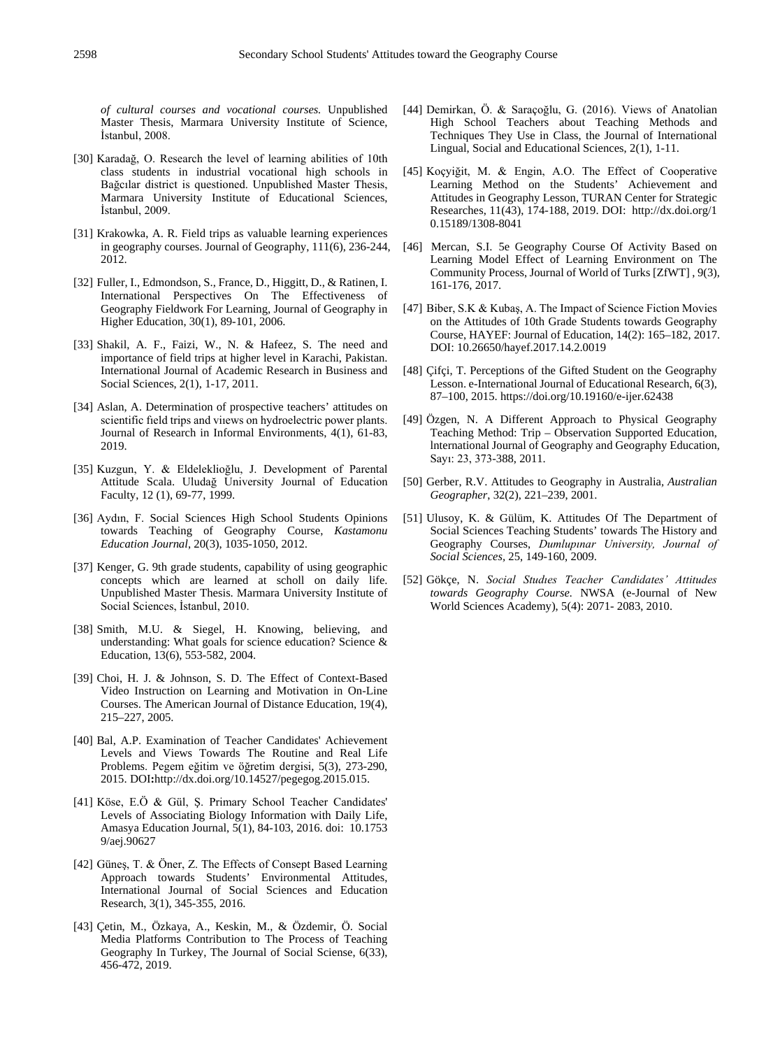*of cultural courses and vocational courses.* Unpublished Master Thesis, Marmara University Institute of Science, İstanbul, 2008.

[30] Karadağ, O. Research the level of learning abilities of 10th class students in industrial vocational high schools in Bağcılar district is questioned. Unpublished Master Thesis, Marmara University Institute of Educational Sciences, İstanbul, 2009.

[31] Krakowka, A. R. Field trips as valuable learning experiences in geography courses. Journal of Geography, 111(6), 236-244, 2012.

[32] Fuller, I., Edmondson, S., France, D., Higgitt, D., & Ratinen, I. International Perspectives On The Effectiveness of Geography Fieldwork For Learning, Journal of Geography in Higher Education, 30(1), 89-101, 2006.

[33] Shakil, A. F., Faizi, W., N. & Hafeez, S. The need and importance of field trips at higher level in Karachi, Pakistan. International Journal of Academic Research in Business and Social Sciences, 2(1), 1-17, 2011.

[34] Aslan, A. Determination of prospective teachers' attitudes on scientific field trips and viıews on hydroelectric power plants. Journal of Research in Informal Environments, 4(1), 61-83, 2019.

[35] Kuzgun, Y. & Eldeleklioğlu, J. Development of Parental Attitude Scala. Uludağ University Journal of Education Faculty, 12 (1), 69-77, 1999.

[36] Aydın, F. Social Sciences High School Students Opinions towards Teaching of Geography Course, *Kastamonu Education Journal*, 20(3), 1035-1050, 2012.

[37] Kenger, G. 9th grade students, capability of using geographic concepts which are learned at scholl on daily life. Unpublished Master Thesis. Marmara University Institute of Social Sciences, İstanbul, 2010.

[38] Smith, M.U. & Siegel, H. Knowing, believing, and understanding: What goals for science education? Science & Education, 13(6), 553-582, 2004.

[39] Choi, H. J. & Johnson, S. D. The Effect of Context-Based Video Instruction on Learning and Motivation in On-Line Courses. The American Journal of Distance Education, 19(4), 215–227, 2005.

[40] Bal, A.P. Examination of Teacher Candidates' Achievement Levels and Views Towards The Routine and Real Life Problems. Pegem eğitim ve öğretim dergisi, 5(3), 273-290, 2015. DOI**:**http://dx.doi.org/10.14527/pegegog.2015.015.

[41] Köse, E.Ö & Gül, Ş. Primary School Teacher Candidates' Levels of Associating Biology Information with Daily Life, Amasya Education Journal, 5(1), 84-103, 2016. doi: 10.1753 9/aej.90627

[42] Güneş, T. & Öner, Z. The Effects of Consept Based Learning Approach towards Students' Environmental Attitudes, International Journal of Social Sciences and Education Research, 3(1), 345-355, 2016.

[43] Çetin, M., Özkaya, A., Keskin, M., & Özdemir, Ö. Social Media Platforms Contribution to The Process of Teaching Geography In Turkey, The Journal of Social Sciense, 6(33), 456-472, 2019.

[44] Demirkan, Ö. & Saraçoğlu, G. (2016). Views of Anatolian High School Teachers about Teaching Methods and Techniques They Use in Class, the Journal of International Lingual, Social and Educational Sciences, 2(1), 1-11.

[45] Koçyiğit, M. & Engin, A.O. The Effect of Cooperative Learning Method on the Students' Achievement and Attitudes in Geography Lesson, TURAN Center for Strategic Researches, 11(43), 174-188, 2019. DOI: http://dx.doi.org/1 0.15189/1308-8041

[46] Mercan, S.I. 5e Geography Course Of Activity Based on Learning Model Effect of Learning Environment on The Community Process, Journal of World of Turks [ZfWT] , 9(3), 161-176, 2017.

[47] Biber, S.K & Kubaş, A. The Impact of Science Fiction Movies on the Attitudes of 10th Grade Students towards Geography Course, HAYEF: Journal of Education, 14(2): 165–182, 2017. DOI: 10.26650/hayef.2017.14.2.0019

[48] Çifçi, T. Perceptions of the Gifted Student on the Geography Lesson. e-International Journal of Educational Research, 6(3), 87–100, 2015. https://doi.org/10.19160/e-ijer.62438

[49] Özgen, N. A Different Approach to Physical Geography Teaching Method: Trip – Observation Supported Education, lnternational Journal of Geography and Geography Education, Sayı: 23, 373-388, 2011.

[50] Gerber, R.V. Attitudes to Geography in Australia, *Australian Geographer*, 32(2), 221–239, 2001.

[51] Ulusoy, K. & Gülüm, K. Attitudes Of The Department of Social Sciences Teaching Students' towards The History and Geography Courses, *Dumlupınar University, Journal of Social Sciences*, 25, 149-160, 2009.

[52] Gökçe, N. *Social Studıes Teacher Candidates' Attitudes towards Geography Course.* NWSA (e-Journal of New World Sciences Academy), 5(4): 2071- 2083, 2010.